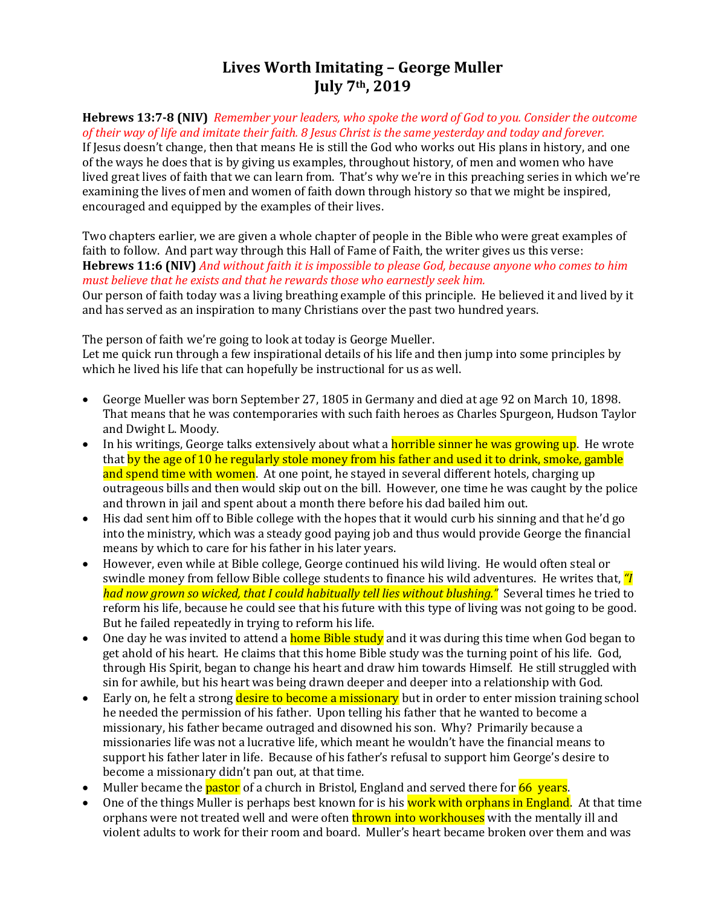# Lives Worth Imitating – George Muller
# July 7th, 2019

**Hebrews 13:7-8 (NIV)** *Remember your leaders, who spoke the word of God to you. Consider the outcome of their way of life and imitate their faith. 8 Jesus Christ is the same yesterday and today and forever.*
If Jesus doesn't change, then that means He is still the God who works out His plans in history, and one of the ways he does that is by giving us examples, throughout history, of men and women who have lived great lives of faith that we can learn from. That's why we're in this preaching series in which we're examining the lives of men and women of faith down through history so that we might be inspired, encouraged and equipped by the examples of their lives.

Two chapters earlier, we are given a whole chapter of people in the Bible who were great examples of faith to follow. And part way through this Hall of Fame of Faith, the writer gives us this verse:
**Hebrews 11:6 (NIV)** *And without faith it is impossible to please God, because anyone who comes to him must believe that he exists and that he rewards those who earnestly seek him.*
Our person of faith today was a living breathing example of this principle. He believed it and lived by it and has served as an inspiration to many Christians over the past two hundred years.

The person of faith we're going to look at today is George Mueller.
Let me quick run through a few inspirational details of his life and then jump into some principles by which he lived his life that can hopefully be instructional for us as well.

- George Mueller was born September 27, 1805 in Germany and died at age 92 on March 10, 1898. That means that he was contemporaries with such faith heroes as Charles Spurgeon, Hudson Taylor and Dwight L. Moody.
- In his writings, George talks extensively about what a horrible sinner he was growing up. He wrote that by the age of 10 he regularly stole money from his father and used it to drink, smoke, gamble and spend time with women. At one point, he stayed in several different hotels, charging up outrageous bills and then would skip out on the bill. However, one time he was caught by the police and thrown in jail and spent about a month there before his dad bailed him out.
- His dad sent him off to Bible college with the hopes that it would curb his sinning and that he'd go into the ministry, which was a steady good paying job and thus would provide George the financial means by which to care for his father in his later years.
- However, even while at Bible college, George continued his wild living. He would often steal or swindle money from fellow Bible college students to finance his wild adventures. He writes that, *"I had now grown so wicked, that I could habitually tell lies without blushing."* Several times he tried to reform his life, because he could see that his future with this type of living was not going to be good. But he failed repeatedly in trying to reform his life.
- One day he was invited to attend a home Bible study and it was during this time when God began to get ahold of his heart. He claims that this home Bible study was the turning point of his life. God, through His Spirit, began to change his heart and draw him towards Himself. He still struggled with sin for awhile, but his heart was being drawn deeper and deeper into a relationship with God.
- Early on, he felt a strong desire to become a missionary but in order to enter mission training school he needed the permission of his father. Upon telling his father that he wanted to become a missionary, his father became outraged and disowned his son. Why? Primarily because a missionaries life was not a lucrative life, which meant he wouldn't have the financial means to support his father later in life. Because of his father's refusal to support him George's desire to become a missionary didn't pan out, at that time.
- Muller became the pastor of a church in Bristol, England and served there for 66 years.
- One of the things Muller is perhaps best known for is his work with orphans in England. At that time orphans were not treated well and were often thrown into workhouses with the mentally ill and violent adults to work for their room and board. Muller's heart became broken over them and was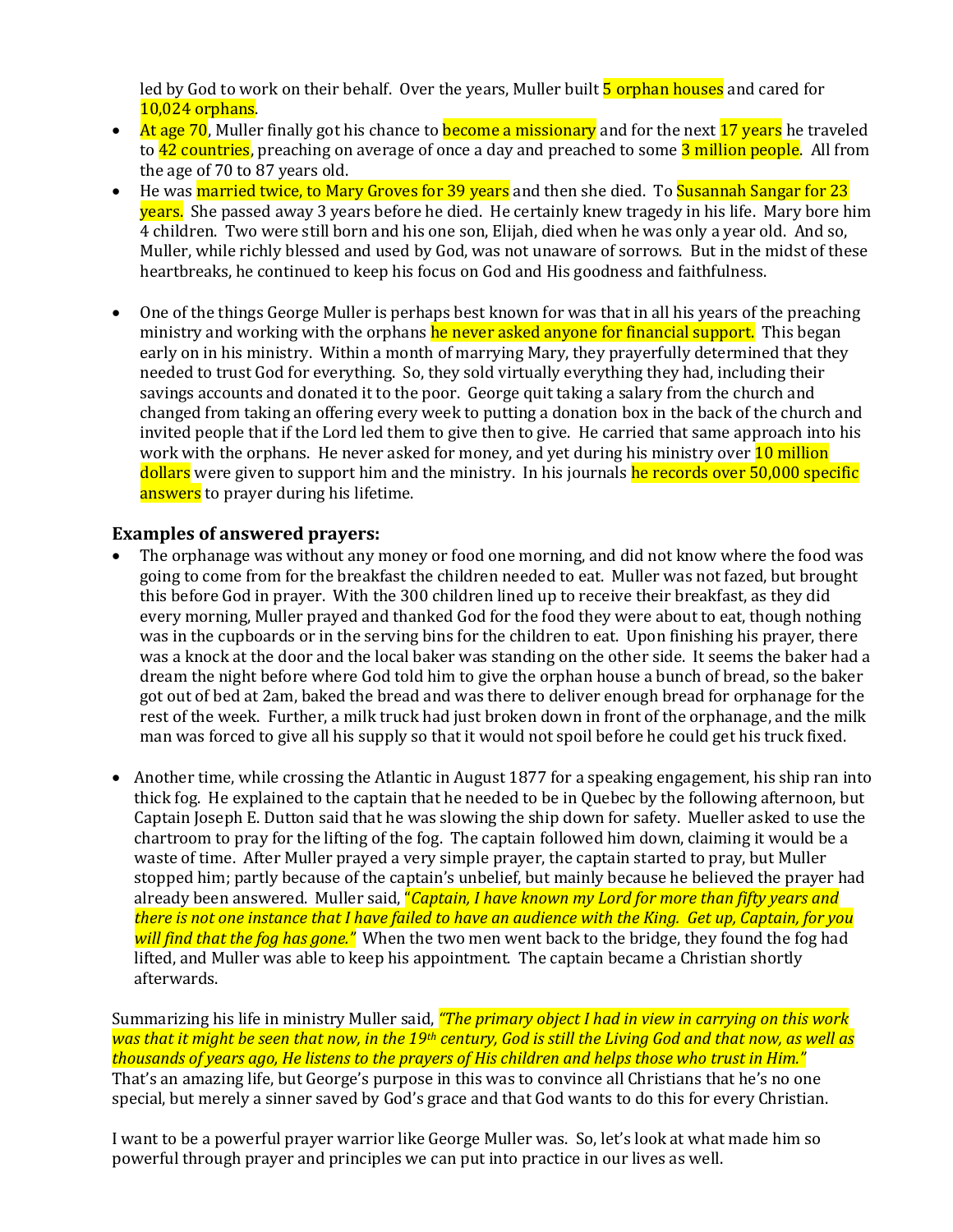led by God to work on their behalf. Over the years, Muller built 5 orphan houses and cared for 10,024 orphans.

- At age 70, Muller finally got his chance to become a missionary and for the next 17 years he traveled to 42 countries, preaching on average of once a day and preached to some 3 million people. All from the age of 70 to 87 years old.
- He was married twice, to Mary Groves for 39 years and then she died. To Susannah Sangar for 23 years. She passed away 3 years before he died. He certainly knew tragedy in his life. Mary bore him 4 children. Two were still born and his one son, Elijah, died when he was only a year old. And so, Muller, while richly blessed and used by God, was not unaware of sorrows. But in the midst of these heartbreaks, he continued to keep his focus on God and His goodness and faithfulness.

- One of the things George Muller is perhaps best known for was that in all his years of the preaching ministry and working with the orphans he never asked anyone for financial support. This began early on in his ministry. Within a month of marrying Mary, they prayerfully determined that they needed to trust God for everything. So, they sold virtually everything they had, including their savings accounts and donated it to the poor. George quit taking a salary from the church and changed from taking an offering every week to putting a donation box in the back of the church and invited people that if the Lord led them to give then to give. He carried that same approach into his work with the orphans. He never asked for money, and yet during his ministry over 10 million dollars were given to support him and the ministry. In his journals he records over 50,000 specific answers to prayer during his lifetime.

### Examples of answered prayers:

- The orphanage was without any money or food one morning, and did not know where the food was going to come from for the breakfast the children needed to eat. Muller was not fazed, but brought this before God in prayer. With the 300 children lined up to receive their breakfast, as they did every morning, Muller prayed and thanked God for the food they were about to eat, though nothing was in the cupboards or in the serving bins for the children to eat. Upon finishing his prayer, there was a knock at the door and the local baker was standing on the other side. It seems the baker had a dream the night before where God told him to give the orphan house a bunch of bread, so the baker got out of bed at 2am, baked the bread and was there to deliver enough bread for orphanage for the rest of the week. Further, a milk truck had just broken down in front of the orphanage, and the milk man was forced to give all his supply so that it would not spoil before he could get his truck fixed.

- Another time, while crossing the Atlantic in August 1877 for a speaking engagement, his ship ran into thick fog. He explained to the captain that he needed to be in Quebec by the following afternoon, but Captain Joseph E. Dutton said that he was slowing the ship down for safety. Mueller asked to use the chartroom to pray for the lifting of the fog. The captain followed him down, claiming it would be a waste of time. After Muller prayed a very simple prayer, the captain started to pray, but Muller stopped him; partly because of the captain's unbelief, but mainly because he believed the prayer had already been answered. Muller said, *"Captain, I have known my Lord for more than fifty years and there is not one instance that I have failed to have an audience with the King. Get up, Captain, for you will find that the fog has gone."* When the two men went back to the bridge, they found the fog had lifted, and Muller was able to keep his appointment. The captain became a Christian shortly afterwards.

Summarizing his life in ministry Muller said, *"The primary object I had in view in carrying on this work was that it might be seen that now, in the 19th century, God is still the Living God and that now, as well as thousands of years ago, He listens to the prayers of His children and helps those who trust in Him."* That's an amazing life, but George's purpose in this was to convince all Christians that he's no one special, but merely a sinner saved by God's grace and that God wants to do this for every Christian.

I want to be a powerful prayer warrior like George Muller was. So, let's look at what made him so powerful through prayer and principles we can put into practice in our lives as well.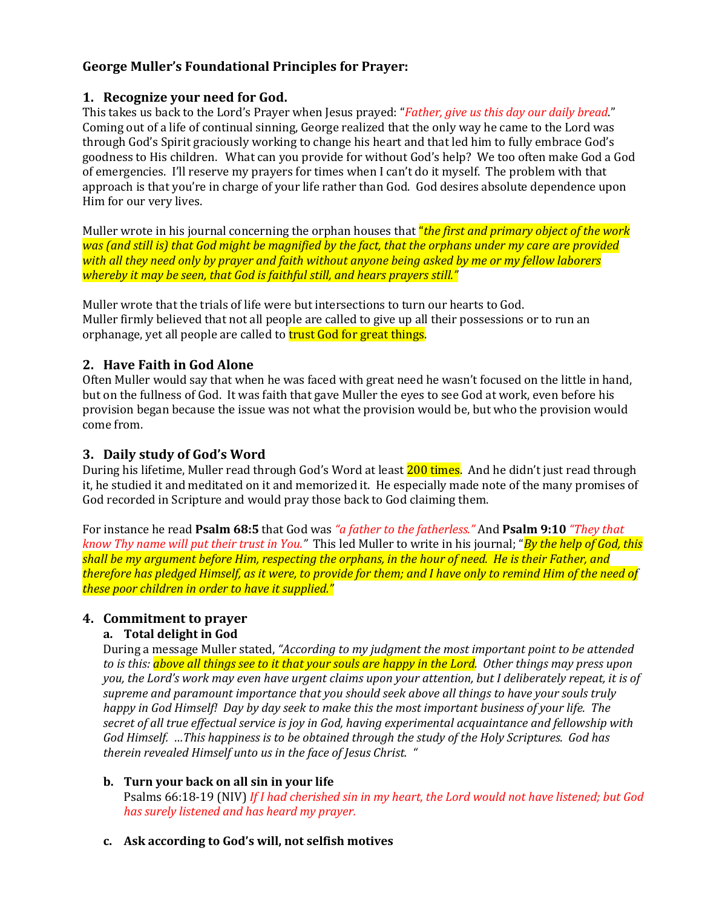### George Muller's Foundational Principles for Prayer:

### 1. Recognize your need for God.

This takes us back to the Lord's Prayer when Jesus prayed: "*Father, give us this day our daily bread*." Coming out of a life of continual sinning, George realized that the only way he came to the Lord was through God's Spirit graciously working to change his heart and that led him to fully embrace God's goodness to His children. What can you provide for without God's help? We too often make God a God of emergencies. I'll reserve my prayers for times when I can't do it myself. The problem with that approach is that you're in charge of your life rather than God. God desires absolute dependence upon Him for our very lives.

Muller wrote in his journal concerning the orphan houses that "*the first and primary object of the work was (and still is) that God might be magnified by the fact, that the orphans under my care are provided with all they need only by prayer and faith without anyone being asked by me or my fellow laborers whereby it may be seen, that God is faithful still, and hears prayers still."*

Muller wrote that the trials of life were but intersections to turn our hearts to God.
Muller firmly believed that not all people are called to give up all their possessions or to run an orphanage, yet all people are called to trust God for great things.

### 2. Have Faith in God Alone

Often Muller would say that when he was faced with great need he wasn't focused on the little in hand, but on the fullness of God. It was faith that gave Muller the eyes to see God at work, even before his provision began because the issue was not what the provision would be, but who the provision would come from.

### 3. Daily study of God's Word

During his lifetime, Muller read through God's Word at least 200 times. And he didn't just read through it, he studied it and meditated on it and memorized it. He especially made note of the many promises of God recorded in Scripture and would pray those back to God claiming them.

For instance he read **Psalm 68:5** that God was *"a father to the fatherless."* And **Psalm 9:10** *"They that know Thy name will put their trust in You."* This led Muller to write in his journal; "*By the help of God, this shall be my argument before Him, respecting the orphans, in the hour of need. He is their Father, and therefore has pledged Himself, as it were, to provide for them; and I have only to remind Him of the need of these poor children in order to have it supplied."*

### 4. Commitment to prayer

**a. Total delight in God**

During a message Muller stated, *"According to my judgment the most important point to be attended to is this: above all things see to it that your souls are happy in the Lord. Other things may press upon you, the Lord's work may even have urgent claims upon your attention, but I deliberately repeat, it is of supreme and paramount importance that you should seek above all things to have your souls truly happy in God Himself! Day by day seek to make this the most important business of your life. The secret of all true effectual service is joy in God, having experimental acquaintance and fellowship with God Himself. …This happiness is to be obtained through the study of the Holy Scriptures. God has therein revealed Himself unto us in the face of Jesus Christ. "*

**b. Turn your back on all sin in your life**

Psalms 66:18-19 (NIV) *If I had cherished sin in my heart, the Lord would not have listened; but God has surely listened and has heard my prayer.*

**c. Ask according to God's will, not selfish motives**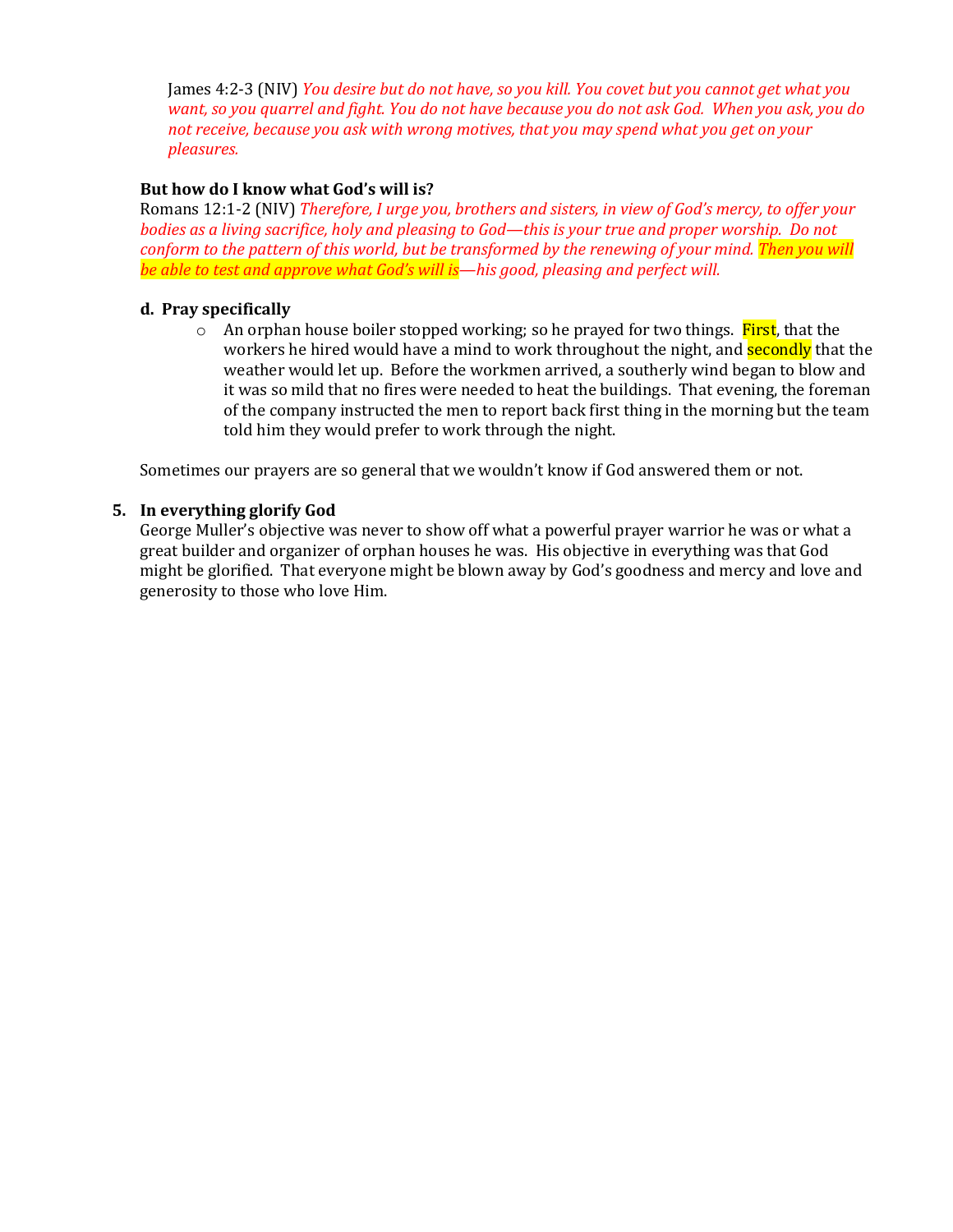James 4:2-3 (NIV) *You desire but do not have, so you kill. You covet but you cannot get what you want, so you quarrel and fight. You do not have because you do not ask God. When you ask, you do not receive, because you ask with wrong motives, that you may spend what you get on your pleasures.*

**But how do I know what God's will is?**

Romans 12:1-2 (NIV) *Therefore, I urge you, brothers and sisters, in view of God's mercy, to offer your bodies as a living sacrifice, holy and pleasing to God—this is your true and proper worship. Do not conform to the pattern of this world, but be transformed by the renewing of your mind. Then you will be able to test and approve what God's will is—his good, pleasing and perfect will.*

**d. Pray specifically**

- An orphan house boiler stopped working; so he prayed for two things. First, that the workers he hired would have a mind to work throughout the night, and secondly that the weather would let up. Before the workmen arrived, a southerly wind began to blow and it was so mild that no fires were needed to heat the buildings. That evening, the foreman of the company instructed the men to report back first thing in the morning but the team told him they would prefer to work through the night.

Sometimes our prayers are so general that we wouldn't know if God answered them or not.

**5. In everything glorify God**

George Muller's objective was never to show off what a powerful prayer warrior he was or what a great builder and organizer of orphan houses he was. His objective in everything was that God might be glorified. That everyone might be blown away by God's goodness and mercy and love and generosity to those who love Him.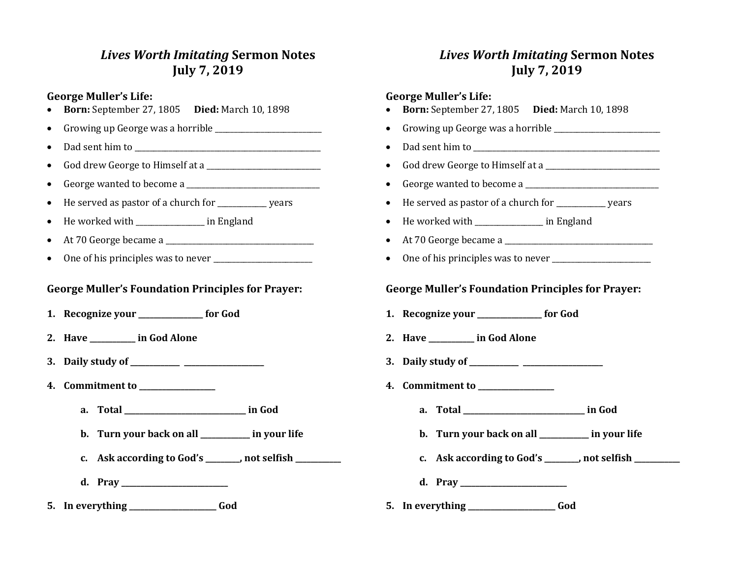# *Lives Worth Imitating* Sermon Notes
# July 7, 2019

**George Muller's Life:**

- **Born:** September 27, 1805 **Died:** March 10, 1898
- Growing up George was a horrible ____________________________
- Dad sent him to __________________________________________________
- God drew George to Himself at a ______________________________
- George wanted to become a ___________________________________
- He served as pastor of a church for ____________ years
- He worked with _________________ in England
- At 70 George became a ______________________________________
- One of his principles was to never __________________________

**George Muller's Foundation Principles for Prayer:**

1. **Recognize your ________________ for God**
2. **Have ___________ in God Alone**
3. **Daily study of _____________ ____________________**
4. **Commitment to ___________________**
    a. **Total _______________________________ in God**
    b. **Turn your back on all _____________ in your life**
    c. **Ask according to God's _________, not selfish ___________**
    d. **Pray ___________________________**
5. **In everything _______________________ God**

# *Lives Worth Imitating* Sermon Notes
# July 7, 2019

**George Muller's Life:**

- **Born:** September 27, 1805 **Died:** March 10, 1898
- Growing up George was a horrible ____________________________
- Dad sent him to __________________________________________________
- God drew George to Himself at a ______________________________
- George wanted to become a ___________________________________
- He served as pastor of a church for ____________ years
- He worked with _________________ in England
- At 70 George became a ______________________________________
- One of his principles was to never __________________________

**George Muller's Foundation Principles for Prayer:**

1. **Recognize your ________________ for God**
2. **Have ___________ in God Alone**
3. **Daily study of _____________ ____________________**
4. **Commitment to ___________________**
    a. **Total _______________________________ in God**
    b. **Turn your back on all _____________ in your life**
    c. **Ask according to God's _________, not selfish ___________**
    d. **Pray ___________________________**
5. **In everything _______________________ God**